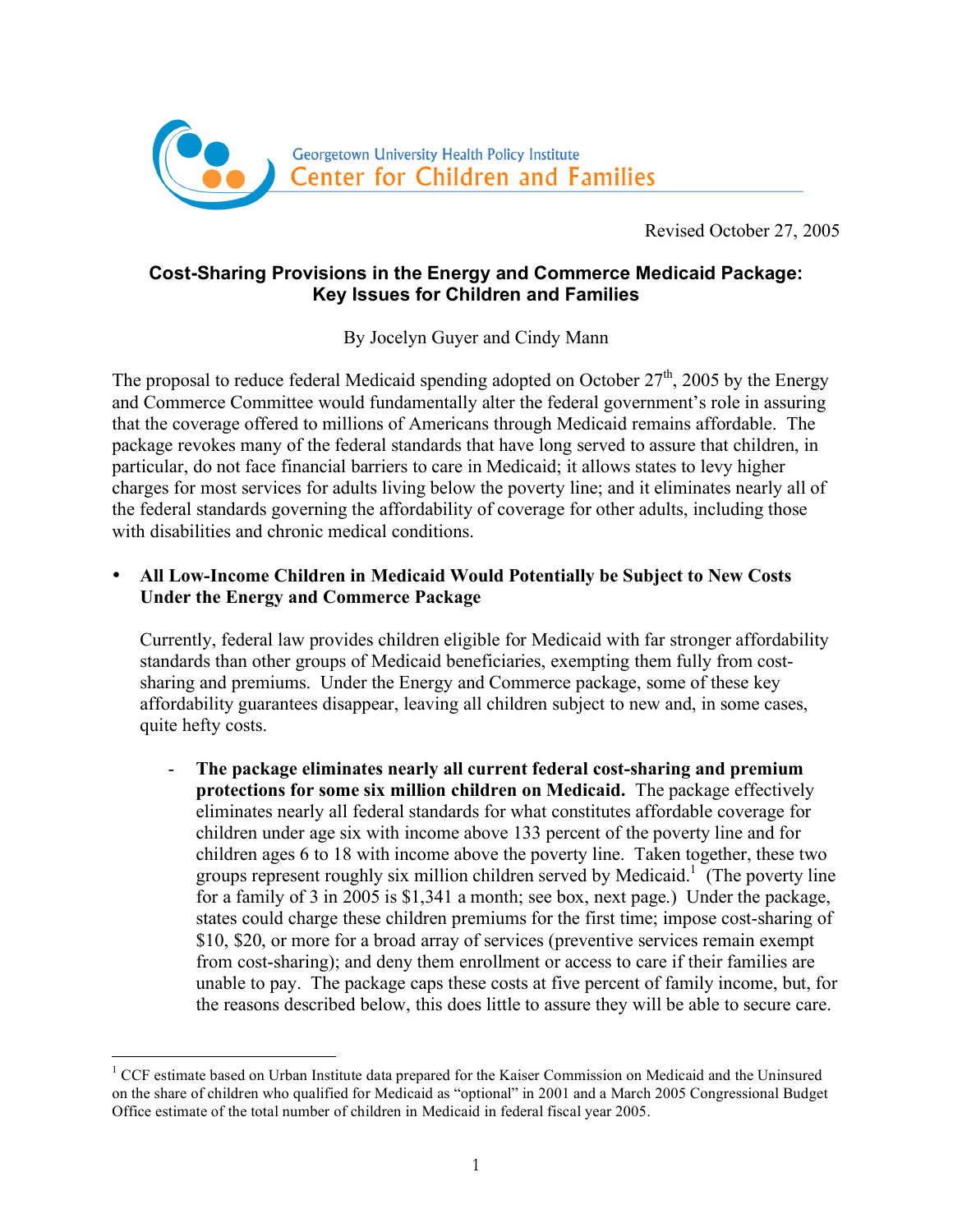Georgetown University Health Policy Institute
Center for Children and Families

Revised October 27, 2005

# Cost-Sharing Provisions in the Energy and Commerce Medicaid Package: Key Issues for Children and Families

By Jocelyn Guyer and Cindy Mann

The proposal to reduce federal Medicaid spending adopted on October 27th, 2005 by the Energy and Commerce Committee would fundamentally alter the federal government's role in assuring that the coverage offered to millions of Americans through Medicaid remains affordable. The package revokes many of the federal standards that have long served to assure that children, in particular, do not face financial barriers to care in Medicaid; it allows states to levy higher charges for most services for adults living below the poverty line; and it eliminates nearly all of the federal standards governing the affordability of coverage for other adults, including those with disabilities and chronic medical conditions.

- **All Low-Income Children in Medicaid Would Potentially be Subject to New Costs Under the Energy and Commerce Package**

  Currently, federal law provides children eligible for Medicaid with far stronger affordability standards than other groups of Medicaid beneficiaries, exempting them fully from cost-sharing and premiums. Under the Energy and Commerce package, some of these key affordability guarantees disappear, leaving all children subject to new and, in some cases, quite hefty costs.

  - **The package eliminates nearly all current federal cost-sharing and premium protections for some six million children on Medicaid.** The package effectively eliminates nearly all federal standards for what constitutes affordable coverage for children under age six with income above 133 percent of the poverty line and for children ages 6 to 18 with income above the poverty line. Taken together, these two groups represent roughly six million children served by Medicaid.[1] (The poverty line for a family of 3 in 2005 is $1,341 a month; see box, next page.) Under the package, states could charge these children premiums for the first time; impose cost-sharing of $10, $20, or more for a broad array of services (preventive services remain exempt from cost-sharing); and deny them enrollment or access to care if their families are unable to pay. The package caps these costs at five percent of family income, but, for the reasons described below, this does little to assure they will be able to secure care.

[1] CCF estimate based on Urban Institute data prepared for the Kaiser Commission on Medicaid and the Uninsured on the share of children who qualified for Medicaid as "optional" in 2001 and a March 2005 Congressional Budget Office estimate of the total number of children in Medicaid in federal fiscal year 2005.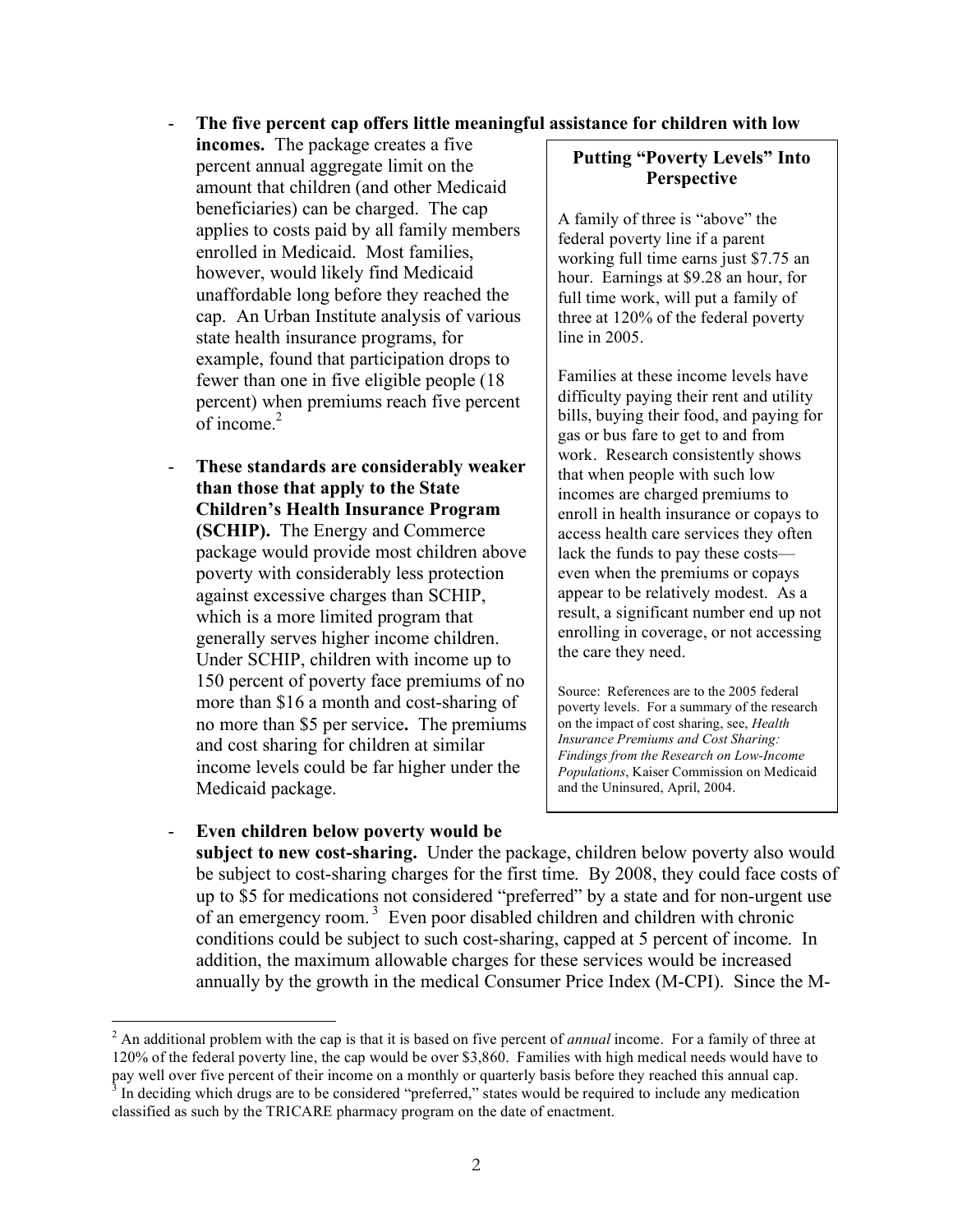- **The five percent cap offers little meaningful assistance for children with low incomes.** The package creates a five percent annual aggregate limit on the amount that children (and other Medicaid beneficiaries) can be charged. The cap applies to costs paid by all family members enrolled in Medicaid. Most families, however, would likely find Medicaid unaffordable long before they reached the cap. An Urban Institute analysis of various state health insurance programs, for example, found that participation drops to fewer than one in five eligible people (18 percent) when premiums reach five percent of income.[2]

- **These standards are considerably weaker than those that apply to the State Children's Health Insurance Program (SCHIP).** The Energy and Commerce package would provide most children above poverty with considerably less protection against excessive charges than SCHIP, which is a more limited program that generally serves higher income children. Under SCHIP, children with income up to 150 percent of poverty face premiums of no more than $16 a month and cost-sharing of no more than $5 per service**.** The premiums and cost sharing for children at similar income levels could be far higher under the Medicaid package.

> **Putting "Poverty Levels" Into Perspective**
>
> A family of three is "above" the federal poverty line if a parent working full time earns just $7.75 an hour. Earnings at $9.28 an hour, for full time work, will put a family of three at 120% of the federal poverty line in 2005.
>
> Families at these income levels have difficulty paying their rent and utility bills, buying their food, and paying for gas or bus fare to get to and from work. Research consistently shows that when people with such low incomes are charged premiums to enroll in health insurance or copays to access health care services they often lack the funds to pay these costs—even when the premiums or copays appear to be relatively modest. As a result, a significant number end up not enrolling in coverage, or not accessing the care they need.
>
> Source: References are to the 2005 federal poverty levels. For a summary of the research on the impact of cost sharing, see, *Health Insurance Premiums and Cost Sharing: Findings from the Research on Low-Income Populations*, Kaiser Commission on Medicaid and the Uninsured, April, 2004.

- **Even children below poverty would be subject to new cost-sharing.** Under the package, children below poverty also would be subject to cost-sharing charges for the first time. By 2008, they could face costs of up to $5 for medications not considered "preferred" by a state and for non-urgent use of an emergency room.[3] Even poor disabled children and children with chronic conditions could be subject to such cost-sharing, capped at 5 percent of income. In addition, the maximum allowable charges for these services would be increased annually by the growth in the medical Consumer Price Index (M-CPI). Since the M-

---

[2] An additional problem with the cap is that it is based on five percent of *annual* income. For a family of three at 120% of the federal poverty line, the cap would be over $3,860. Families with high medical needs would have to pay well over five percent of their income on a monthly or quarterly basis before they reached this annual cap.

[3] In deciding which drugs are to be considered "preferred," states would be required to include any medication classified as such by the TRICARE pharmacy program on the date of enactment.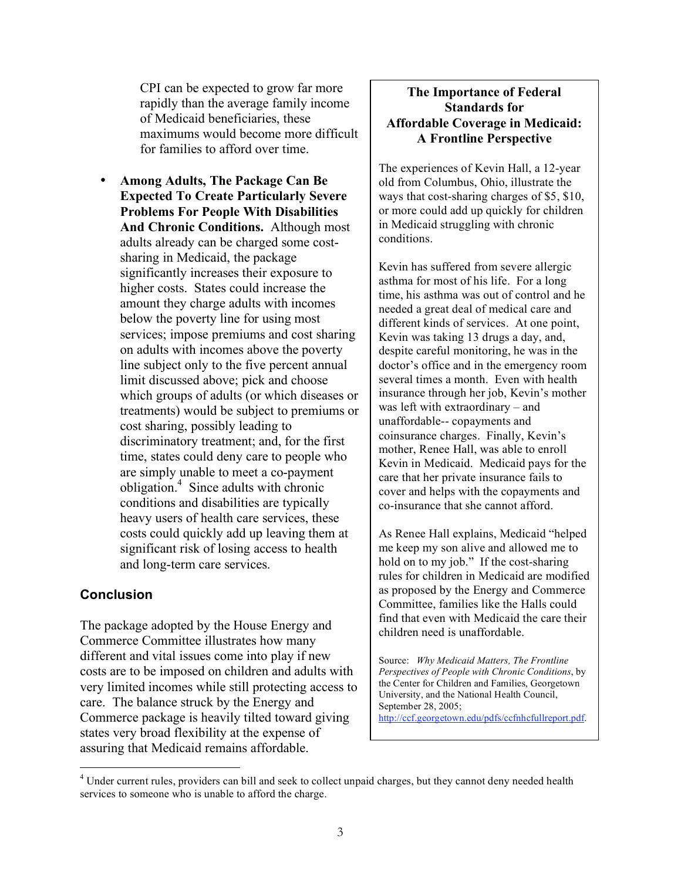CPI can be expected to grow far more rapidly than the average family income of Medicaid beneficiaries, these maximums would become more difficult for families to afford over time.

- **Among Adults, The Package Can Be Expected To Create Particularly Severe Problems For People With Disabilities And Chronic Conditions.** Although most adults already can be charged some cost-sharing in Medicaid, the package significantly increases their exposure to higher costs. States could increase the amount they charge adults with incomes below the poverty line for using most services; impose premiums and cost sharing on adults with incomes above the poverty line subject only to the five percent annual limit discussed above; pick and choose which groups of adults (or which diseases or treatments) would be subject to premiums or cost sharing, possibly leading to discriminatory treatment; and, for the first time, states could deny care to people who are simply unable to meet a co-payment obligation.[4] Since adults with chronic conditions and disabilities are typically heavy users of health care services, these costs could quickly add up leaving them at significant risk of losing access to health and long-term care services.

## Conclusion

The package adopted by the House Energy and Commerce Committee illustrates how many different and vital issues come into play if new costs are to be imposed on children and adults with very limited incomes while still protecting access to care. The balance struck by the Energy and Commerce package is heavily tilted toward giving states very broad flexibility at the expense of assuring that Medicaid remains affordable.

### The Importance of Federal Standards for Affordable Coverage in Medicaid: A Frontline Perspective

The experiences of Kevin Hall, a 12-year old from Columbus, Ohio, illustrate the ways that cost-sharing charges of $5, $10, or more could add up quickly for children in Medicaid struggling with chronic conditions.

Kevin has suffered from severe allergic asthma for most of his life. For a long time, his asthma was out of control and he needed a great deal of medical care and different kinds of services. At one point, Kevin was taking 13 drugs a day, and, despite careful monitoring, he was in the doctor's office and in the emergency room several times a month. Even with health insurance through her job, Kevin's mother was left with extraordinary – and unaffordable-- copayments and coinsurance charges. Finally, Kevin's mother, Renee Hall, was able to enroll Kevin in Medicaid. Medicaid pays for the care that her private insurance fails to cover and helps with the copayments and co-insurance that she cannot afford.

As Renee Hall explains, Medicaid "helped me keep my son alive and allowed me to hold on to my job." If the cost-sharing rules for children in Medicaid are modified as proposed by the Energy and Commerce Committee, families like the Halls could find that even with Medicaid the care their children need is unaffordable.

Source: *Why Medicaid Matters, The Frontline Perspectives of People with Chronic Conditions*, by the Center for Children and Families, Georgetown University, and the National Health Council, September 28, 2005; http://ccf.georgetown.edu/pdfs/ccfnhcfullreport.pdf.

---

[4] Under current rules, providers can bill and seek to collect unpaid charges, but they cannot deny needed health services to someone who is unable to afford the charge.